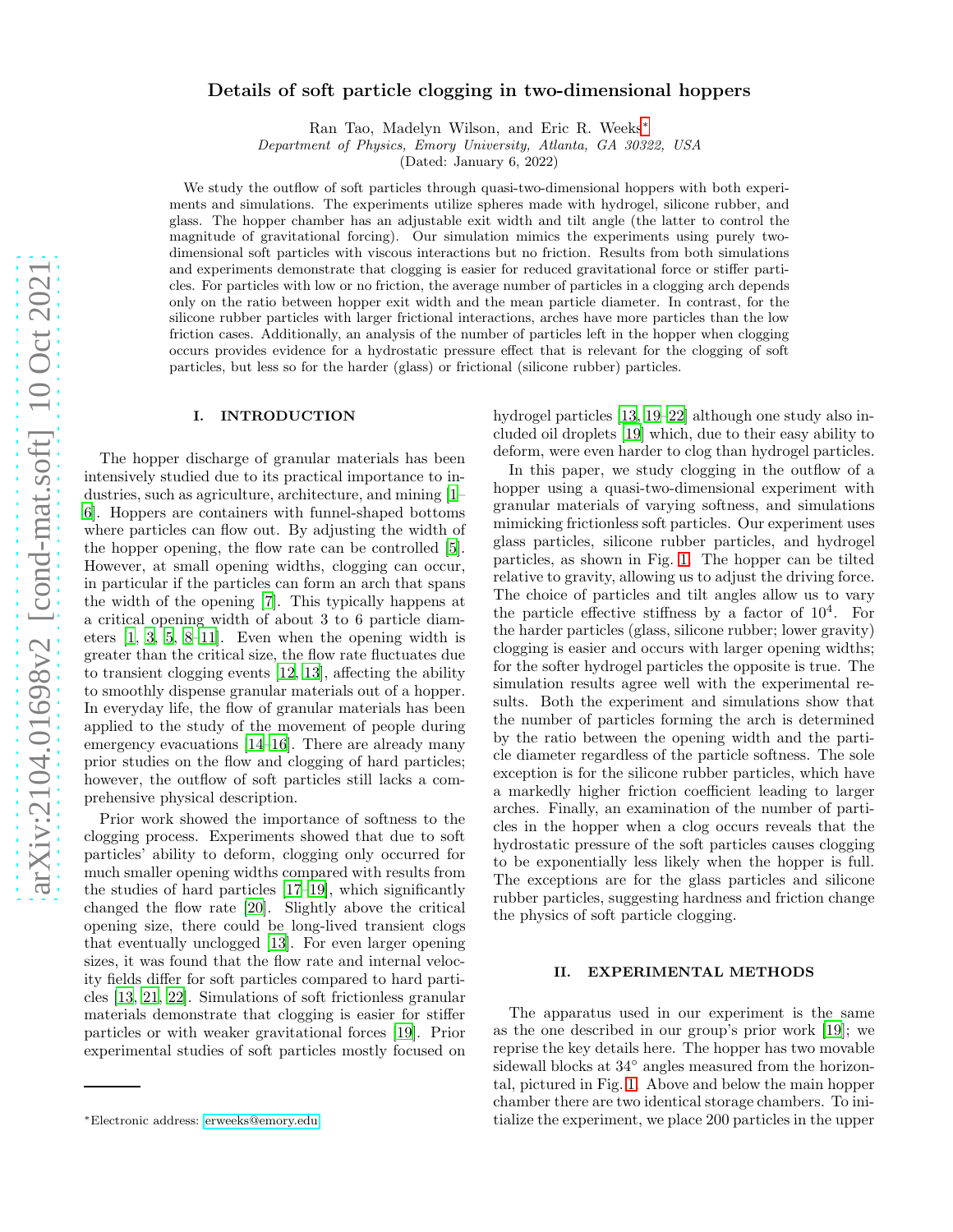# Details of soft particle clogging in two-dimensional hoppers

Ran Tao, Madelyn Wilson, and Eric R. Weeks*

*Department of Physics, Emory University, Atlanta, GA 30322, USA*

(Dated: January 6, 2022)

We study the outflow of soft particles through quasi-two-dimensional hoppers with both experiments and simulations. The experiments utilize spheres made with hydrogel, silicone rubber, and glass. The hopper chamber has an adjustable exit width and tilt angle (the latter to control the magnitude of gravitational forcing). Our simulation mimics the experiments using purely two-dimensional soft particles with viscous interactions but no friction. Results from both simulations and experiments demonstrate that clogging is easier for reduced gravitational force or stiffer particles. For particles with low or no friction, the average number of particles in a clogging arch depends only on the ratio between hopper exit width and the mean particle diameter. In contrast, for the silicone rubber particles with larger frictional interactions, arches have more particles than the low friction cases. Additionally, an analysis of the number of particles left in the hopper when clogging occurs provides evidence for a hydrostatic pressure effect that is relevant for the clogging of soft particles, but less so for the harder (glass) or frictional (silicone rubber) particles.

## I. INTRODUCTION

The hopper discharge of granular materials has been intensively studied due to its practical importance to industries, such as agriculture, architecture, and mining [1–6]. Hoppers are containers with funnel-shaped bottoms where particles can flow out. By adjusting the width of the hopper opening, the flow rate can be controlled [5]. However, at small opening widths, clogging can occur, in particular if the particles can form an arch that spans the width of the opening [7]. This typically happens at a critical opening width of about 3 to 6 particle diameters [1, 3, 5, 8–11]. Even when the opening width is greater than the critical size, the flow rate fluctuates due to transient clogging events [12, 13], affecting the ability to smoothly dispense granular materials out of a hopper. In everyday life, the flow of granular materials has been applied to the study of the movement of people during emergency evacuations [14–16]. There are already many prior studies on the flow and clogging of hard particles; however, the outflow of soft particles still lacks a comprehensive physical description.

Prior work showed the importance of softness to the clogging process. Experiments showed that due to soft particles' ability to deform, clogging only occurred for much smaller opening widths compared with results from the studies of hard particles [17–19], which significantly changed the flow rate [20]. Slightly above the critical opening size, there could be long-lived transient clogs that eventually unclogged [13]. For even larger opening sizes, it was found that the flow rate and internal velocity fields differ for soft particles compared to hard particles [13, 21, 22]. Simulations of soft frictionless granular materials demonstrate that clogging is easier for stiffer particles or with weaker gravitational forces [19]. Prior experimental studies of soft particles mostly focused on hydrogel particles [13, 19–22] although one study also included oil droplets [19] which, due to their easy ability to deform, were even harder to clog than hydrogel particles.

In this paper, we study clogging in the outflow of a hopper using a quasi-two-dimensional experiment with granular materials of varying softness, and simulations mimicking frictionless soft particles. Our experiment uses glass particles, silicone rubber particles, and hydrogel particles, as shown in Fig. 1. The hopper can be tilted relative to gravity, allowing us to adjust the driving force. The choice of particles and tilt angles allow us to vary the particle effective stiffness by a factor of $10^4$. For the harder particles (glass, silicone rubber; lower gravity) clogging is easier and occurs with larger opening widths; for the softer hydrogel particles the opposite is true. The simulation results agree well with the experimental results. Both the experiment and simulations show that the number of particles forming the arch is determined by the ratio between the opening width and the particle diameter regardless of the particle softness. The sole exception is for the silicone rubber particles, which have a markedly higher friction coefficient leading to larger arches. Finally, an examination of the number of particles in the hopper when a clog occurs reveals that the hydrostatic pressure of the soft particles causes clogging to be exponentially less likely when the hopper is full. The exceptions are for the glass particles and silicone rubber particles, suggesting hardness and friction change the physics of soft particle clogging.

## II. EXPERIMENTAL METHODS

The apparatus used in our experiment is the same as the one described in our group's prior work [19]; we reprise the key details here. The hopper has two movable sidewall blocks at 34° angles measured from the horizontal, pictured in Fig. 1. Above and below the main hopper chamber there are two identical storage chambers. To initialize the experiment, we place 200 particles in the upper

*Electronic address: erweeks@emory.edu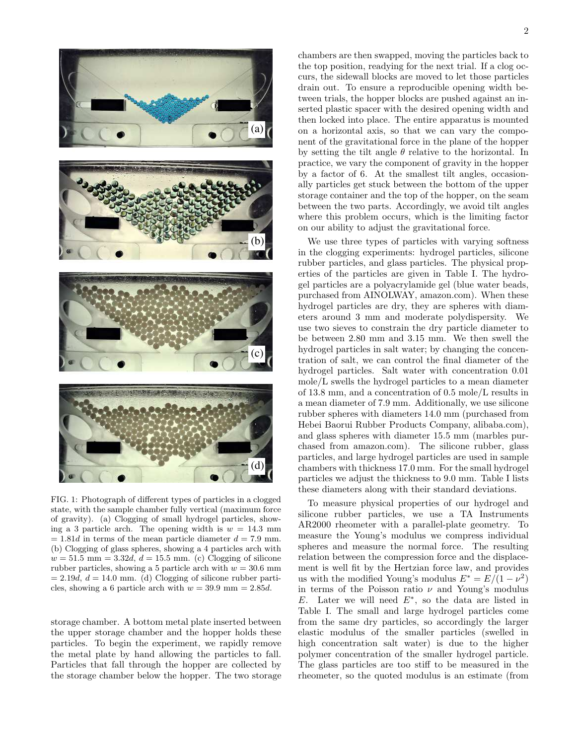FIG. 1: Photograph of different types of particles in a clogged state, with the sample chamber fully vertical (maximum force of gravity). (a) Clogging of small hydrogel particles, showing a 3 particle arch. The opening width is $w = 14.3$ mm $= 1.81d$ in terms of the mean particle diameter $d = 7.9$ mm. (b) Clogging of glass spheres, showing a 4 particles arch with $w = 51.5$ mm $= 3.32d$, $d = 15.5$ mm. (c) Clogging of silicone rubber particles, showing a 5 particle arch with $w = 30.6$ mm $= 2.19d$, $d = 14.0$ mm. (d) Clogging of silicone rubber particles, showing a 6 particle arch with $w = 39.9$ mm $= 2.85d$.

storage chamber. A bottom metal plate inserted between the upper storage chamber and the hopper holds these particles. To begin the experiment, we rapidly remove the metal plate by hand allowing the particles to fall. Particles that fall through the hopper are collected by the storage chamber below the hopper. The two storage chambers are then swapped, moving the particles back to the top position, readying for the next trial. If a clog occurs, the sidewall blocks are moved to let those particles drain out. To ensure a reproducible opening width between trials, the hopper blocks are pushed against an inserted plastic spacer with the desired opening width and then locked into place. The entire apparatus is mounted on a horizontal axis, so that we can vary the component of the gravitational force in the plane of the hopper by setting the tilt angle $\theta$ relative to the horizontal. In practice, we vary the component of gravity in the hopper by a factor of 6. At the smallest tilt angles, occasionally particles get stuck between the bottom of the upper storage container and the top of the hopper, on the seam between the two parts. Accordingly, we avoid tilt angles where this problem occurs, which is the limiting factor on our ability to adjust the gravitational force.

We use three types of particles with varying softness in the clogging experiments: hydrogel particles, silicone rubber particles, and glass particles. The physical properties of the particles are given in Table I. The hydrogel particles are a polyacrylamide gel (blue water beads, purchased from AINOLWAY, amazon.com). When these hydrogel particles are dry, they are spheres with diameters around 3 mm and moderate polydispersity. We use two sieves to constrain the dry particle diameter to be between 2.80 mm and 3.15 mm. We then swell the hydrogel particles in salt water; by changing the concentration of salt, we can control the final diameter of the hydrogel particles. Salt water with concentration 0.01 mole/L swells the hydrogel particles to a mean diameter of 13.8 mm, and a concentration of 0.5 mole/L results in a mean diameter of 7.9 mm. Additionally, we use silicone rubber spheres with diameters 14.0 mm (purchased from Hebei Baorui Rubber Products Company, alibaba.com), and glass spheres with diameter 15.5 mm (marbles purchased from amazon.com). The silicone rubber, glass particles, and large hydrogel particles are used in sample chambers with thickness 17.0 mm. For the small hydrogel particles we adjust the thickness to 9.0 mm. Table I lists these diameters along with their standard deviations.

To measure physical properties of our hydrogel and silicone rubber particles, we use a TA Instruments AR2000 rheometer with a parallel-plate geometry. To measure the Young's modulus we compress individual spheres and measure the normal force. The resulting relation between the compression force and the displacement is well fit by the Hertzian force law, and provides us with the modified Young's modulus $E^* = E/(1 - \nu^2)$ in terms of the Poisson ratio $\nu$ and Young's modulus $E$. Later we will need $E^*$, so the data are listed in Table I. The small and large hydrogel particles come from the same dry particles, so accordingly the larger elastic modulus of the smaller particles (swelled in high concentration salt water) is due to the higher polymer concentration of the smaller hydrogel particle. The glass particles are too stiff to be measured in the rheometer, so the quoted modulus is an estimate (from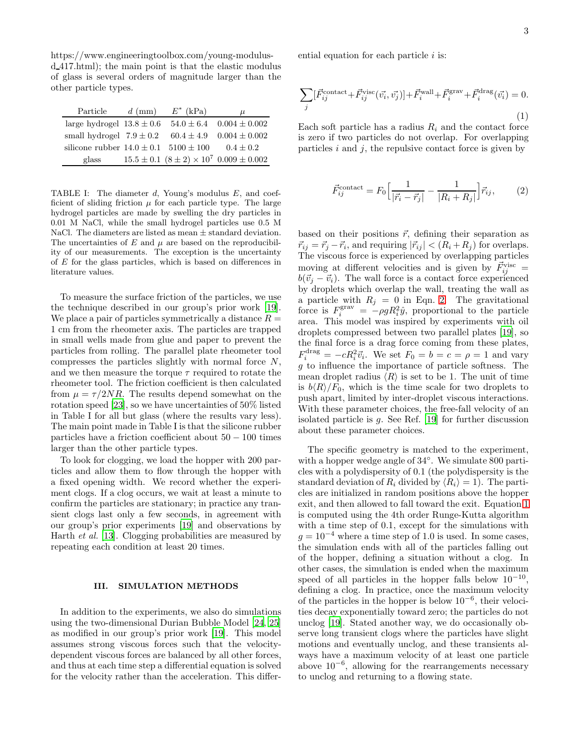https://www.engineeringtoolbox.com/young-modulus-d_417.html); the main point is that the elastic modulus of glass is several orders of magnitude larger than the other particle types.

| Particle | $d$ (mm) | $E^*$ (kPa) | $\mu$ |
|---|---|---|---|
| large hydrogel | $13.8 \pm 0.6$ | $54.0 \pm 6.4$ | $0.004 \pm 0.002$ |
| small hydrogel | $7.9 \pm 0.2$ | $60.4 \pm 4.9$ | $0.004 \pm 0.002$ |
| silicone rubber | $14.0 \pm 0.1$ | $5100 \pm 100$ | $0.4 \pm 0.2$ |
| glass | $15.5 \pm 0.1$ | $(8 \pm 2) \times 10^7$ | $0.009 \pm 0.002$ |

TABLE I: The diameter $d$, Young's modulus $E$, and coefficient of sliding friction $\mu$ for each particle type. The large hydrogel particles are made by swelling the dry particles in 0.01 M NaCl, while the small hydrogel particles use 0.5 M NaCl. The diameters are listed as mean ± standard deviation. The uncertainties of $E$ and $\mu$ are based on the reproducibility of our measurements. The exception is the uncertainty of $E$ for the glass particles, which is based on differences in literature values.

To measure the surface friction of the particles, we use the technique described in our group's prior work [19]. We place a pair of particles symmetrically a distance $R =$ 1 cm from the rheometer axis. The particles are trapped in small wells made from glue and paper to prevent the particles from rolling. The parallel plate rheometer tool compresses the particles slightly with normal force $N$, and we then measure the torque $\tau$ required to rotate the rheometer tool. The friction coefficient is then calculated from $\mu = \tau/2NR$. The results depend somewhat on the rotation speed [23], so we have uncertainties of 50% listed in Table I for all but glass (where the results vary less). The main point made in Table I is that the silicone rubber particles have a friction coefficient about $50 - 100$ times larger than the other particle types.

To look for clogging, we load the hopper with 200 particles and allow them to flow through the hopper with a fixed opening width. We record whether the experiment clogs. If a clog occurs, we wait at least a minute to confirm the particles are stationary; in practice any transient clogs last only a few seconds, in agreement with our group's prior experiments [19] and observations by Harth *et al.* [13]. Clogging probabilities are measured by repeating each condition at least 20 times.

## III. SIMULATION METHODS

In addition to the experiments, we also do simulations using the two-dimensional Durian Bubble Model [24, 25] as modified in our group's prior work [19]. This model assumes strong viscous forces such that the velocity-dependent viscous forces are balanced by all other forces, and thus at each time step a differential equation is solved for the velocity rather than the acceleration. This differential equation for each particle $i$ is:

$$\sum_j [\vec{F}_{ij}^{\text{contact}} + \vec{F}_{ij}^{\text{visc}}(\vec{v_i}, \vec{v_j})] + \vec{F}_i^{\text{wall}} + \vec{F}_i^{\text{grav}} + \vec{F}_i^{\text{drag}}(\vec{v_i}) = 0. \quad (1)$$

Each soft particle has a radius $R_i$ and the contact force is zero if two particles do not overlap. For overlapping particles $i$ and $j$, the repulsive contact force is given by

$$\vec{F}_{ij}^{\text{contact}} = F_0 \Big[ \frac{1}{|\vec{r}_i - \vec{r}_j|} - \frac{1}{|R_i + R_j|} \Big] \vec{r}_{ij}, \quad (2)$$

based on their positions $\vec{r}$, defining their separation as $\vec{r}_{ij} = \vec{r}_j - \vec{r}_i$, and requiring $|\vec{r}_{ij}| < (R_i + R_j)$ for overlaps. The viscous force is experienced by overlapping particles moving at different velocities and is given by $\vec{F}_{ij}^{\text{visc}} = b(\vec{v}_j - \vec{v}_i)$. The wall force is a contact force experienced by droplets which overlap the wall, treating the wall as a particle with $R_j = 0$ in Eqn. 2. The gravitational force is $F_i^{\text{grav}} = -\rho g R_i^2 \hat{y}$, proportional to the particle area. This model was inspired by experiments with oil droplets compressed between two parallel plates [19], so the final force is a drag force coming from these plates, $F_i^{\text{drag}} = -c R_i^2 \vec{v}_i$. We set $F_0 = b = c = \rho = 1$ and vary $g$ to influence the importance of particle softness. The mean droplet radius $\langle R \rangle$ is set to be 1. The unit of time is $b\langle R \rangle / F_0$, which is the time scale for two droplets to push apart, limited by inter-droplet viscous interactions. With these parameter choices, the free-fall velocity of an isolated particle is $g$. See Ref. [19] for further discussion about these parameter choices.

The specific geometry is matched to the experiment, with a hopper wedge angle of 34°. We simulate 800 particles with a polydispersity of 0.1 (the polydispersity is the standard deviation of $R_i$ divided by $\langle R_i \rangle = 1$). The particles are initialized in random positions above the hopper exit, and then allowed to fall toward the exit. Equation 1 is computed using the 4th order Runge-Kutta algorithm with a time step of 0.1, except for the simulations with $g = 10^{-4}$ where a time step of 1.0 is used. In some cases, the simulation ends with all of the particles falling out of the hopper, defining a situation without a clog. In other cases, the simulation is ended when the maximum speed of all particles in the hopper falls below $10^{-10}$, defining a clog. In practice, once the maximum velocity of the particles in the hopper is below $10^{-6}$, their velocities decay exponentially toward zero; the particles do not unclog [19]. Stated another way, we do occasionally observe long transient clogs where the particles have slight motions and eventually unclog, and these transients always have a maximum velocity of at least one particle above $10^{-6}$, allowing for the rearrangements necessary to unclog and returning to a flowing state.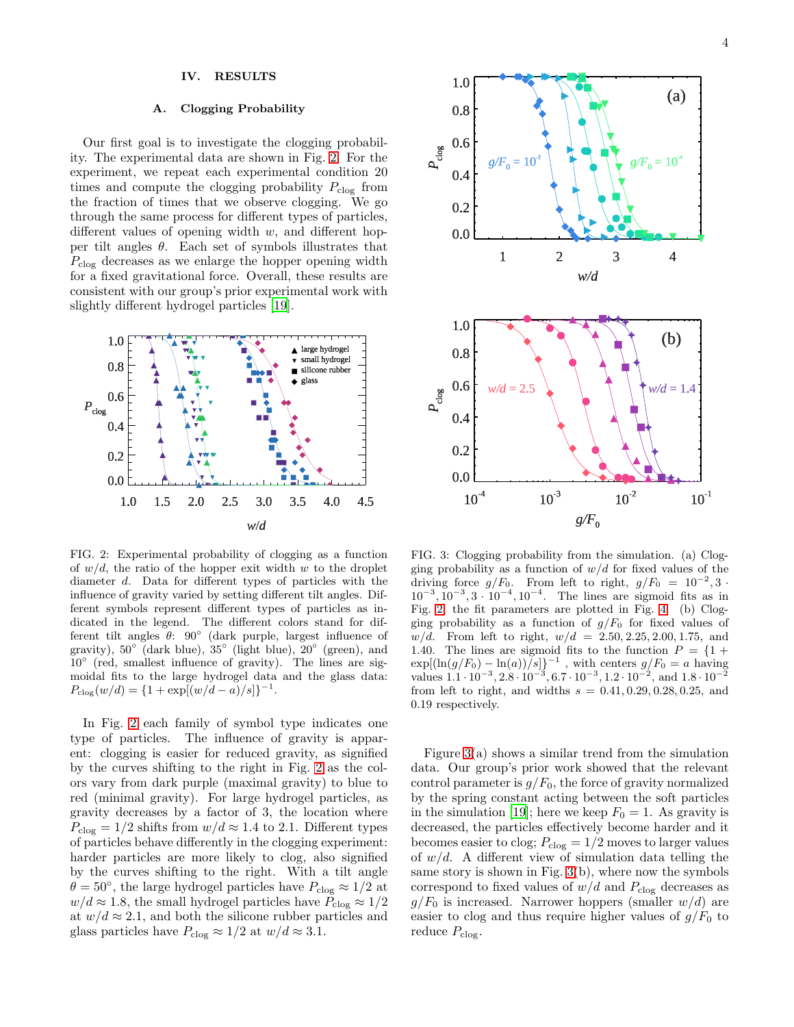## IV. RESULTS

### A. Clogging Probability

Our first goal is to investigate the clogging probability. The experimental data are shown in Fig. 2. For the experiment, we repeat each experimental condition 20 times and compute the clogging probability $P_{\rm clog}$ from the fraction of times that we observe clogging. We go through the same process for different types of particles, different values of opening width $w$, and different hopper tilt angles $\theta$. Each set of symbols illustrates that $P_{\rm clog}$ decreases as we enlarge the hopper opening width for a fixed gravitational force. Overall, these results are consistent with our group's prior experimental work with slightly different hydrogel particles [19].

1.0
0.8
0.6
0.4
0.2
0.0
$P_{\rm clog}$
1.0 1.5 2.0 2.5 3.0 3.5 4.0 4.5
$w/d$
large hydrogel
small hydrogel
silicone rubber
glass

FIG. 2: Experimental probability of clogging as a function of $w/d$, the ratio of the hopper exit width $w$ to the droplet diameter $d$. Data for different types of particles with the influence of gravity varied by setting different tilt angles. Different symbols represent different types of particles as indicated in the legend. The different colors stand for different tilt angles $\theta$: 90° (dark purple, largest influence of gravity), 50° (dark blue), 35° (light blue), 20° (green), and 10° (red, smallest influence of gravity). The lines are sigmoidal fits to the large hydrogel data and the glass data: $P_{\rm clog}(w/d) = \{1 + \exp[(w/d - a)/s]\}^{-1}$.

In Fig. 2 each family of symbol type indicates one type of particles. The influence of gravity is apparent: clogging is easier for reduced gravity, as signified by the curves shifting to the right in Fig. 2 as the colors vary from dark purple (maximal gravity) to blue to red (minimal gravity). For large hydrogel particles, as gravity decreases by a factor of 3, the location where $P_{\rm clog} = 1/2$ shifts from $w/d \approx 1.4$ to 2.1. Different types of particles behave differently in the clogging experiment: harder particles are more likely to clog, also signified by the curves shifting to the right. With a tilt angle $\theta = 50°$, the large hydrogel particles have $P_{\rm clog} \approx 1/2$ at $w/d \approx 1.8$, the small hydrogel particles have $P_{\rm clog} \approx 1/2$ at $w/d \approx 2.1$, and both the silicone rubber particles and glass particles have $P_{\rm clog} \approx 1/2$ at $w/d \approx 3.1$.

(a)
1.0
0.8
0.6
0.4
0.2
0.0
$P_{\rm clog}$
$g/F_0 = 10^{-2}$
$g/F_0 = 10^{-4}$
1 2 3 4
$w/d$

(b)
1.0
0.8
0.6
0.4
0.2
0.0
$P_{\rm clog}$
$w/d = 2.5$
$w/d = 1.4$
$10^{-4}$ $10^{-3}$ $10^{-2}$ $10^{-1}$
$g/F_0$

FIG. 3: Clogging probability from the simulation. (a) Clogging probability as a function of $w/d$ for fixed values of the driving force $g/F_0$. From left to right, $g/F_0 = 10^{-2}, 3 \cdot 10^{-3}, 10^{-3}, 3 \cdot 10^{-4}, 10^{-4}$. The lines are sigmoid fits as in Fig. 2; the fit parameters are plotted in Fig. 4. (b) Clogging probability as a function of $g/F_0$ for fixed values of $w/d$. From left to right, $w/d = 2.50, 2.25, 2.00, 1.75$, and 1.40. The lines are sigmoid fits to the function $P = \{1 + \exp[(\ln(g/F_0) - \ln(a))/s]\}^{-1}$, with centers $g/F_0 = a$ having values $1.1 \cdot 10^{-3}, 2.8 \cdot 10^{-3}, 6.7 \cdot 10^{-3}, 1.2 \cdot 10^{-2}$, and $1.8 \cdot 10^{-2}$ from left to right, and widths $s = 0.41, 0.29, 0.28, 0.25$, and 0.19 respectively.

Figure 3(a) shows a similar trend from the simulation data. Our group's prior work showed that the relevant control parameter is $g/F_0$, the force of gravity normalized by the spring constant acting between the soft particles in the simulation [19]; here we keep $F_0 = 1$. As gravity is decreased, the particles effectively become harder and it becomes easier to clog; $P_{\rm clog} = 1/2$ moves to larger values of $w/d$. A different view of simulation data telling the same story is shown in Fig. 3(b), where now the symbols correspond to fixed values of $w/d$ and $P_{\rm clog}$ decreases as $g/F_0$ is increased. Narrower hoppers (smaller $w/d$) are easier to clog and thus require higher values of $g/F_0$ to reduce $P_{\rm clog}$.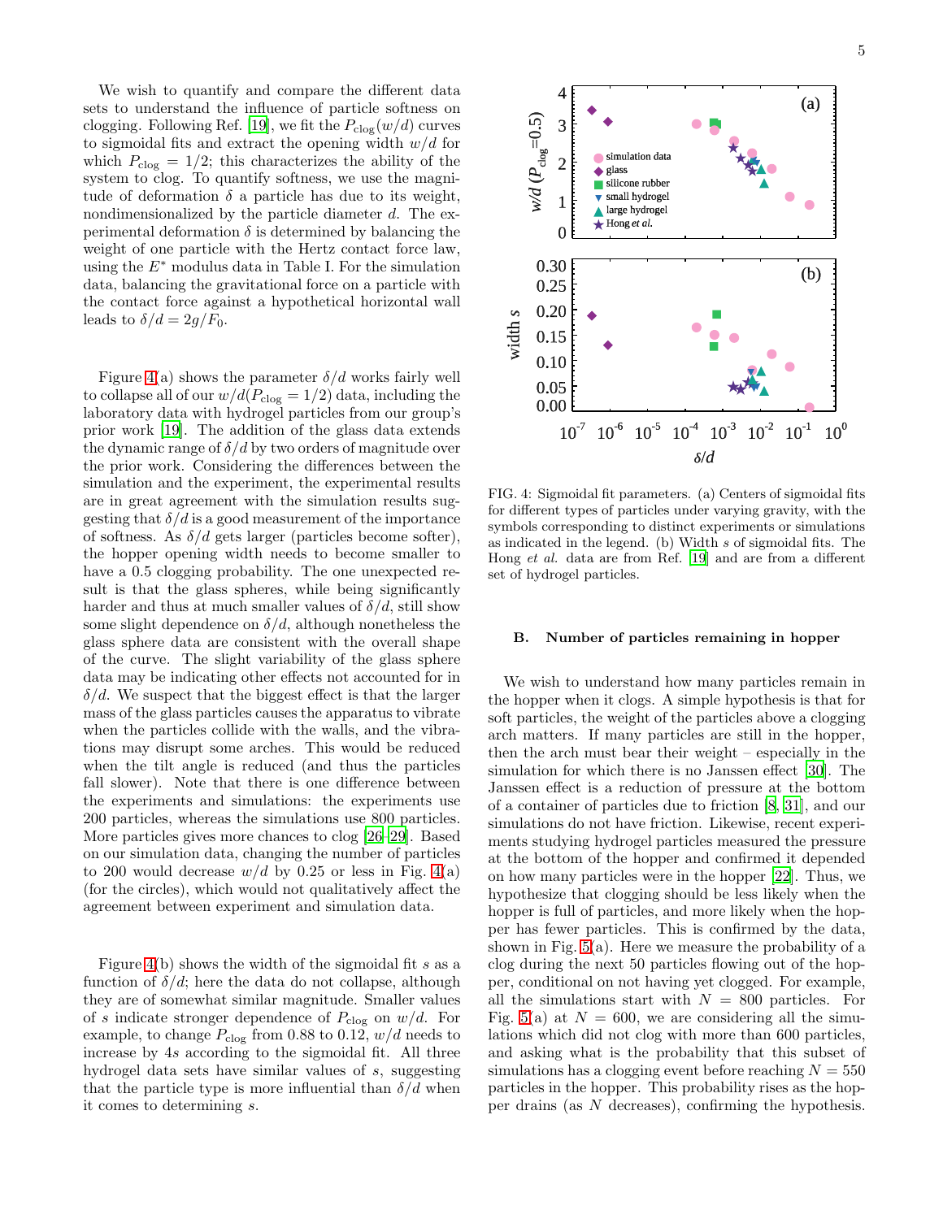We wish to quantify and compare the different data sets to understand the influence of particle softness on clogging. Following Ref. [19], we fit the $P_{\rm clog}(w/d)$ curves to sigmoidal fits and extract the opening width $w/d$ for which $P_{\rm clog} = 1/2$; this characterizes the ability of the system to clog. To quantify softness, we use the magnitude of deformation $\delta$ a particle has due to its weight, nondimensionalized by the particle diameter $d$. The experimental deformation $\delta$ is determined by balancing the weight of one particle with the Hertz contact force law, using the $E^*$ modulus data in Table I. For the simulation data, balancing the gravitational force on a particle with the contact force against a hypothetical horizontal wall leads to $\delta/d = 2g/F_0$.

Figure 4(a) shows the parameter $\delta/d$ works fairly well to collapse all of our $w/d(P_{\rm clog} = 1/2)$ data, including the laboratory data with hydrogel particles from our group's prior work [19]. The addition of the glass data extends the dynamic range of $\delta/d$ by two orders of magnitude over the prior work. Considering the differences between the simulation and the experiment, the experimental results are in great agreement with the simulation results suggesting that $\delta/d$ is a good measurement of the importance of softness. As $\delta/d$ gets larger (particles become softer), the hopper opening width needs to become smaller to have a 0.5 clogging probability. The one unexpected result is that the glass spheres, while being significantly harder and thus at much smaller values of $\delta/d$, still show some slight dependence on $\delta/d$, although nonetheless the glass sphere data are consistent with the overall shape of the curve. The slight variability of the glass sphere data may be indicating other effects not accounted for in $\delta/d$. We suspect that the biggest effect is that the larger mass of the glass particles causes the apparatus to vibrate when the particles collide with the walls, and the vibrations may disrupt some arches. This would be reduced when the tilt angle is reduced (and thus the particles fall slower). Note that there is one difference between the experiments and simulations: the experiments use 200 particles, whereas the simulations use 800 particles. More particles gives more chances to clog [26–29]. Based on our simulation data, changing the number of particles to 200 would decrease $w/d$ by 0.25 or less in Fig. 4(a) (for the circles), which would not qualitatively affect the agreement between experiment and simulation data.

Figure 4(b) shows the width of the sigmoidal fit $s$ as a function of $\delta/d$; here the data do not collapse, although they are of somewhat similar magnitude. Smaller values of $s$ indicate stronger dependence of $P_{\rm clog}$ on $w/d$. For example, to change $P_{\rm clog}$ from 0.88 to 0.12, $w/d$ needs to increase by $4s$ according to the sigmoidal fit. All three hydrogel data sets have similar values of $s$, suggesting that the particle type is more influential than $\delta/d$ when it comes to determining $s$.

(a)

$w/d$ ($P_{\rm clog}$=0.5)

4
3
2
1
0

simulation data
glass
silicone rubber
small hydrogel
large hydrogel
Hong *et al.*

(b)

width $s$

0.30
0.25
0.20
0.15
0.10
0.05
0.00

$10^{-7}$ $10^{-6}$ $10^{-5}$ $10^{-4}$ $10^{-3}$ $10^{-2}$ $10^{-1}$ $10^{0}$

$\delta/d$

FIG. 4: Sigmoidal fit parameters. (a) Centers of sigmoidal fits for different types of particles under varying gravity, with the symbols corresponding to distinct experiments or simulations as indicated in the legend. (b) Width $s$ of sigmoidal fits. The Hong *et al.* data are from Ref. [19] and are from a different set of hydrogel particles.

### B. Number of particles remaining in hopper

We wish to understand how many particles remain in the hopper when it clogs. A simple hypothesis is that for soft particles, the weight of the particles above a clogging arch matters. If many particles are still in the hopper, then the arch must bear their weight – especially in the simulation for which there is no Janssen effect [30]. The Janssen effect is a reduction of pressure at the bottom of a container of particles due to friction [8, 31], and our simulations do not have friction. Likewise, recent experiments studying hydrogel particles measured the pressure at the bottom of the hopper and confirmed it depended on how many particles were in the hopper [22]. Thus, we hypothesize that clogging should be less likely when the hopper is full of particles, and more likely when the hopper has fewer particles. This is confirmed by the data, shown in Fig. 5(a). Here we measure the probability of a clog during the next 50 particles flowing out of the hopper, conditional on not having yet clogged. For example, all the simulations start with $N = 800$ particles. For Fig. 5(a) at $N = 600$, we are considering all the simulations which did not clog with more than 600 particles, and asking what is the probability that this subset of simulations has a clogging event before reaching $N = 550$ particles in the hopper. This probability rises as the hopper drains (as $N$ decreases), confirming the hypothesis.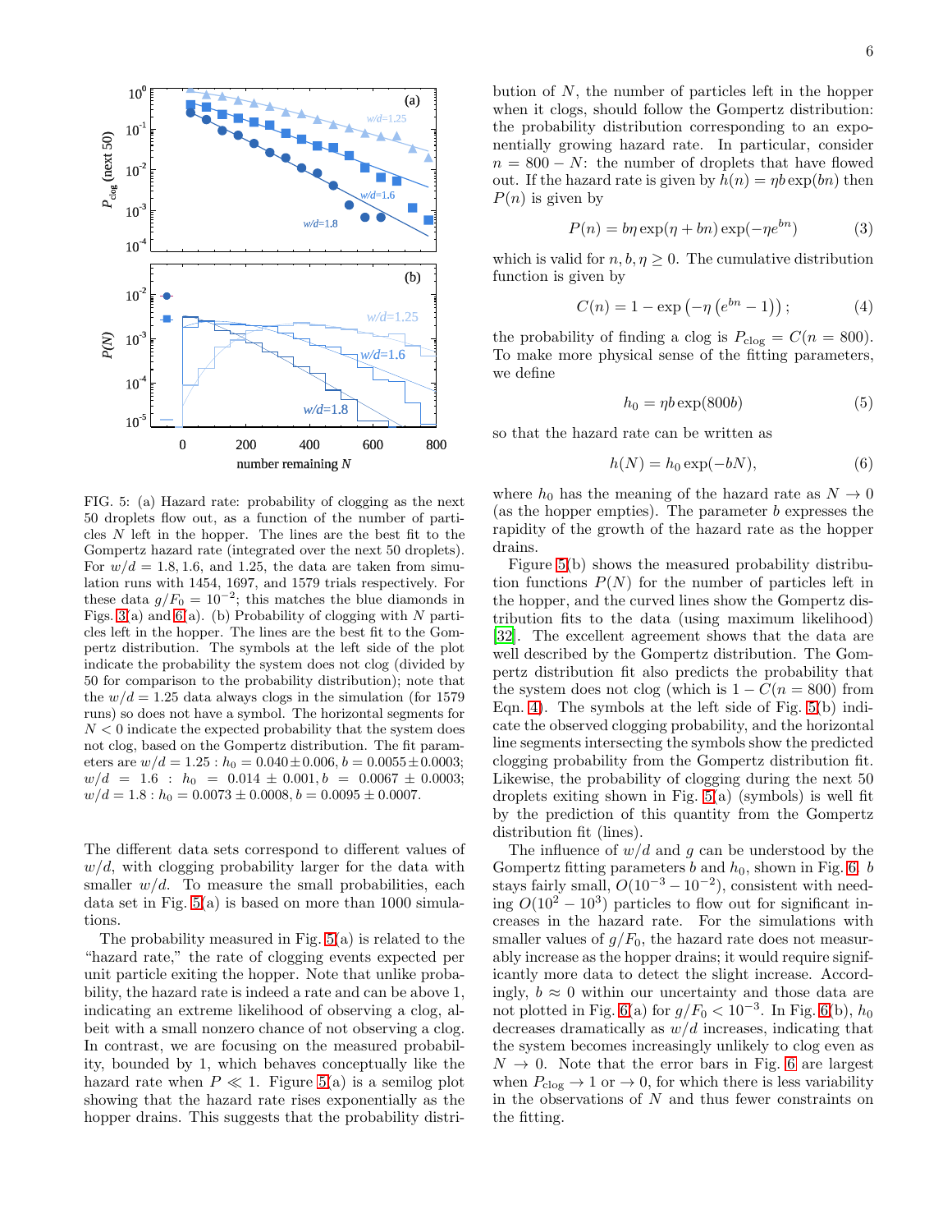(a)

$P_{\rm clog}$ (next 50)

$10^0$

$10^{-1}$

$10^{-2}$

$10^{-3}$

$10^{-4}$

w/d=1.25

w/d=1.6

w/d=1.8

(b)

$P(N)$

$10^{-2}$

$10^{-3}$

$10^{-4}$

$10^{-5}$

w/d=1.25

w/d=1.6

w/d=1.8

0 200 400 600 800

number remaining $N$

FIG. 5: (a) Hazard rate: probability of clogging as the next 50 droplets flow out, as a function of the number of particles $N$ left in the hopper. The lines are the best fit to the Gompertz hazard rate (integrated over the next 50 droplets). For $w/d = 1.8, 1.6$, and $1.25$, the data are taken from simulation runs with 1454, 1697, and 1579 trials respectively. For these data $g/F_0 = 10^{-2}$; this matches the blue diamonds in Figs. 3(a) and 6(a). (b) Probability of clogging with $N$ particles left in the hopper. The lines are the best fit to the Gompertz distribution. The symbols at the left side of the plot indicate the probability the system does not clog (divided by 50 for comparison to the probability distribution); note that the $w/d = 1.25$ data always clogs in the simulation (for 1579 runs) so does not have a symbol. The horizontal segments for $N < 0$ indicate the expected probability that the system does not clog, based on the Gompertz distribution. The fit parameters are $w/d = 1.25: h_0 = 0.040 \pm 0.006, b = 0.0055 \pm 0.0003$; $w/d = 1.6: h_0 = 0.014 \pm 0.001, b = 0.0067 \pm 0.0003$; $w/d = 1.8: h_0 = 0.0073 \pm 0.0008, b = 0.0095 \pm 0.0007$.

The different data sets correspond to different values of $w/d$, with clogging probability larger for the data with smaller $w/d$. To measure the small probabilities, each data set in Fig. 5(a) is based on more than 1000 simulations.

The probability measured in Fig. 5(a) is related to the "hazard rate," the rate of clogging events expected per unit particle exiting the hopper. Note that unlike probability, the hazard rate is indeed a rate and can be above 1, indicating an extreme likelihood of observing a clog, albeit with a small nonzero chance of not observing a clog. In contrast, we are focusing on the measured probability, bounded by 1, which behaves conceptually like the hazard rate when $P \ll 1$. Figure 5(a) is a semilog plot showing that the hazard rate rises exponentially as the hopper drains. This suggests that the probability distribution of $N$, the number of particles left in the hopper when it clogs, should follow the Gompertz distribution: the probability distribution corresponding to an exponentially growing hazard rate. In particular, consider $n = 800 - N$: the number of droplets that have flowed out. If the hazard rate is given by $h(n) = \eta b \exp(bn)$ then $P(n)$ is given by

$$P(n) = b\eta \exp(\eta + bn) \exp(-\eta e^{bn}) \qquad (3)$$

which is valid for $n, b, \eta \geq 0$. The cumulative distribution function is given by

$$C(n) = 1 - \exp\left(-\eta\left(e^{bn} - 1\right)\right); \qquad (4)$$

the probability of finding a clog is $P_{\rm clog} = C(n = 800)$. To make more physical sense of the fitting parameters, we define

$$h_0 = \eta b \exp(800b) \qquad (5)$$

so that the hazard rate can be written as

$$h(N) = h_0 \exp(-bN), \qquad (6)$$

where $h_0$ has the meaning of the hazard rate as $N \to 0$ (as the hopper empties). The parameter $b$ expresses the rapidity of the growth of the hazard rate as the hopper drains.

Figure 5(b) shows the measured probability distribution functions $P(N)$ for the number of particles left in the hopper, and the curved lines show the Gompertz distribution fits to the data (using maximum likelihood) [32]. The excellent agreement shows that the data are well described by the Gompertz distribution. The Gompertz distribution fit also predicts the probability that the system does not clog (which is $1 - C(n = 800)$ from Eqn. 4). The symbols at the left side of Fig. 5(b) indicate the observed clogging probability, and the horizontal line segments intersecting the symbols show the predicted clogging probability from the Gompertz distribution fit. Likewise, the probability of clogging during the next 50 droplets exiting shown in Fig. 5(a) (symbols) is well fit by the prediction of this quantity from the Gompertz distribution fit (lines).

The influence of $w/d$ and $g$ can be understood by the Gompertz fitting parameters $b$ and $h_0$, shown in Fig. 6. $b$ stays fairly small, $O(10^{-3} - 10^{-2})$, consistent with needing $O(10^2 - 10^3)$ particles to flow out for significant increases in the hazard rate. For the simulations with smaller values of $g/F_0$, the hazard rate does not measurably increase as the hopper drains; it would require significantly more data to detect the slight increase. Accordingly, $b \approx 0$ within our uncertainty and those data are not plotted in Fig. 6(a) for $g/F_0 < 10^{-3}$. In Fig. 6(b), $h_0$ decreases dramatically as $w/d$ increases, indicating that the system becomes increasingly unlikely to clog even as $N \to 0$. Note that the error bars in Fig. 6 are largest when $P_{\rm clog} \to 1$ or $\to 0$, for which there is less variability in the observations of $N$ and thus fewer constraints on the fitting.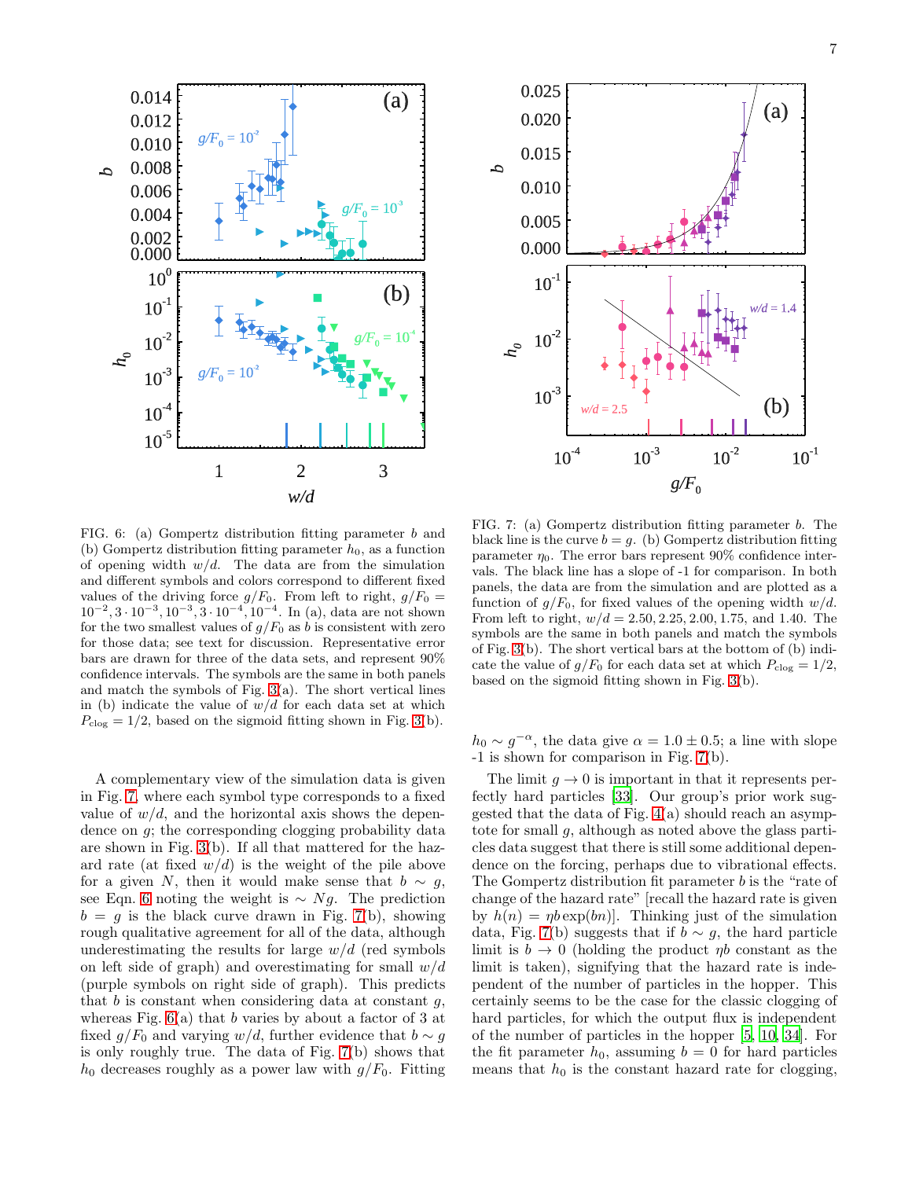0.014
0.012
0.010
0.008
0.006
0.004
0.002
0.000

$b$

(a)

$g/F_0 = 10^{-2}$

$g/F_0 = 10^{-3}$

$10^0$
$10^{-1}$
$10^{-2}$
$10^{-3}$
$10^{-4}$
$10^{-5}$

$h_0$

(b)

$g/F_0 = 10^{-4}$

$g/F_0 = 10^{-2}$

1
2
3

$w/d$

FIG. 6: (a) Gompertz distribution fitting parameter $b$ and (b) Gompertz distribution fitting parameter $h_0$, as a function of opening width $w/d$. The data are from the simulation and different symbols and colors correspond to different fixed values of the driving force $g/F_0$. From left to right, $g/F_0 = 10^{-2}, 3 \cdot 10^{-3}, 10^{-3}, 3 \cdot 10^{-4}, 10^{-4}$. In (a), data are not shown for the two smallest values of $g/F_0$ as $b$ is consistent with zero for those data; see text for discussion. Representative error bars are drawn for three of the data sets, and represent 90% confidence intervals. The symbols are the same in both panels and match the symbols of Fig. 3(a). The short vertical lines in (b) indicate the value of $w/d$ for each data set at which $P_{\text{clog}} = 1/2$, based on the sigmoid fitting shown in Fig. 3(b).

0.025
0.020
0.015
0.010
0.005
0.000

$b$

(a)

$10^{-1}$
$10^{-2}$
$10^{-3}$

$h_0$

$w/d = 1.4$

$w/d = 2.5$

(b)

$10^{-4}$
$10^{-3}$
$10^{-2}$
$10^{-1}$

$g/F_0$

FIG. 7: (a) Gompertz distribution fitting parameter $b$. The black line is the curve $b = g$. (b) Gompertz distribution fitting parameter $\eta_0$. The error bars represent 90% confidence intervals. The black line has a slope of -1 for comparison. In both panels, the data are from the simulation and are plotted as a function of $g/F_0$, for fixed values of the opening width $w/d$. From left to right, $w/d = 2.50, 2.25, 2.00, 1.75$, and 1.40. The symbols are the same in both panels and match the symbols of Fig. 3(b). The short vertical bars at the bottom of (b) indicate the value of $g/F_0$ for each data set for which $P_{\text{clog}} = 1/2$, based on the sigmoid fitting shown in Fig. 3(b).

A complementary view of the simulation data is given in Fig. 7, where each symbol type corresponds to a fixed value of $w/d$, and the horizontal axis shows the dependence on $g$; the corresponding clogging probability data are shown in Fig. 3(b). If all that mattered for the hazard rate (at fixed $w/d$) is the weight of the pile above for a given $N$, then it would make sense that $b \sim g$, see Eqn. 6 noting the weight is $\sim Ng$. The prediction $b = g$ is the black curve drawn in Fig. 7(b), showing rough qualitative agreement for all of the data, although underestimating the results for large $w/d$ (red symbols on left side of graph) and overestimating for small $w/d$ (purple symbols on right side of graph). This predicts that $b$ is constant when considering data at constant $g$, whereas Fig. 6(a) that $b$ varies by about a factor of 3 at fixed $g/F_0$ and varying $w/d$, further evidence that $b \sim g$ is only roughly true. The data of Fig. 7(b) shows that $h_0$ decreases roughly as a power law with $g/F_0$. Fitting $h_0 \sim g^{-\alpha}$, the data give $\alpha = 1.0 \pm 0.5$; a line with slope -1 is shown for comparison in Fig. 7(b).

The limit $g \to 0$ is important in that it represents perfectly hard particles [33]. Our group's prior work suggested that the data of Fig. 4(a) should reach an asymptote for small $g$, although as noted above the glass particles data suggest that there is still some additional dependence on the forcing, perhaps due to vibrational effects. The Gompertz distribution fit parameter $b$ is the "rate of change of the hazard rate" [recall the hazard rate is given by $h(n) = \eta b \exp(bn)$]. Thinking just of the simulation data, Fig. 7(b) suggests that if $b \sim g$, the hard particle limit is $b \to 0$ (holding the product $\eta b$ constant as the limit is taken), signifying that the hazard rate is independent of the number of particles in the hopper. This certainly seems to be the case for the classic clogging of hard particles, for which the output flux is independent of the number of particles in the hopper [5, 10, 34]. For the fit parameter $h_0$, assuming $b = 0$ for hard particles means that $h_0$ is the constant hazard rate for clogging,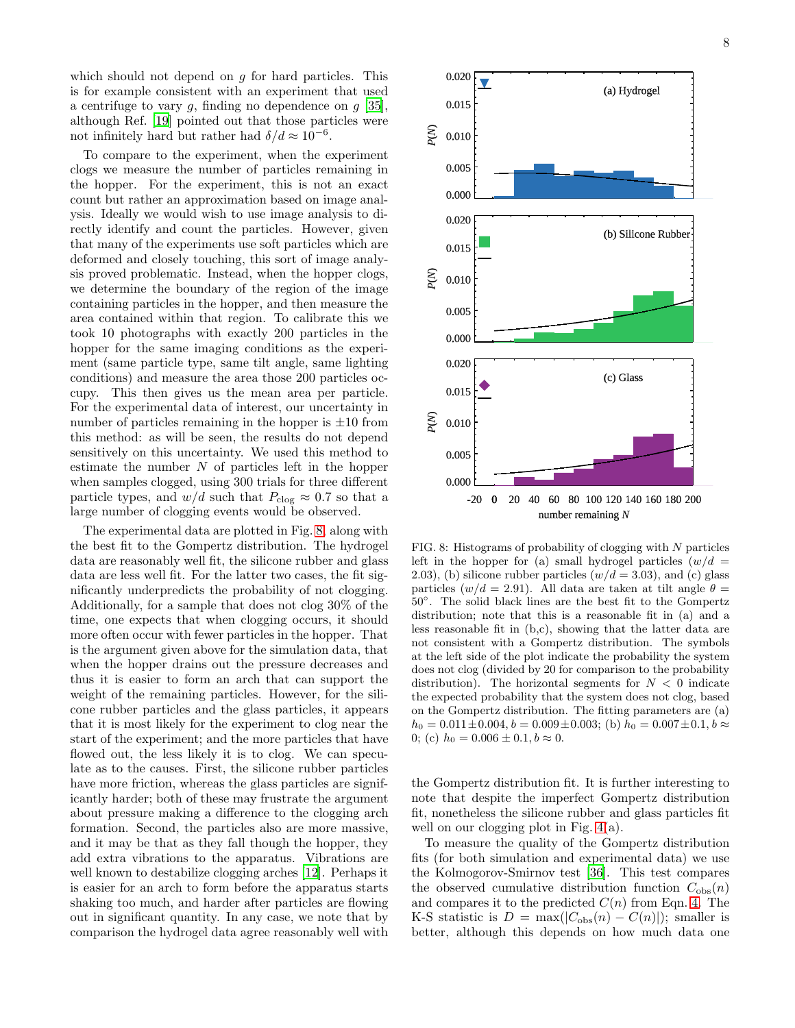which should not depend on $g$ for hard particles. This is for example consistent with an experiment that used a centrifuge to vary $g$, finding no dependence on $g$ [35], although Ref. [19] pointed out that those particles were not infinitely hard but rather had $\delta/d \approx 10^{-6}$.

To compare to the experiment, when the experiment clogs we measure the number of particles remaining in the hopper. For the experiment, this is not an exact count but rather an approximation based on image analysis. Ideally we would wish to use image analysis to directly identify and count the particles. However, given that many of the experiments use soft particles which are deformed and closely touching, this sort of image analysis proved problematic. Instead, when the hopper clogs, we determine the boundary of the region of the image containing particles in the hopper, and then measure the area contained within that region. To calibrate this we took 10 photographs with exactly 200 particles in the hopper for the same imaging conditions as the experiment (same particle type, same tilt angle, same lighting conditions) and measure the area those 200 particles occupy. This then gives us the mean area per particle. For the experimental data of interest, our uncertainty in number of particles remaining in the hopper is $\pm 10$ from this method: as will be seen, the results do not depend sensitively on this uncertainty. We used this method to estimate the number $N$ of particles left in the hopper when samples clogged, using 300 trials for three different particle types, and $w/d$ such that $P_{\rm clog} \approx 0.7$ so that a large number of clogging events would be observed.

The experimental data are plotted in Fig. 8, along with the best fit to the Gompertz distribution. The hydrogel data are reasonably well fit, the silicone rubber and glass data are less well fit. For the latter two cases, the fit significantly underpredicts the probability of not clogging. Additionally, for a sample that does not clog 30% of the time, one expects that when clogging occurs, it should more often occur with fewer particles in the hopper. That is the argument given above for the simulation data, that when the hopper drains out the pressure decreases and thus it is easier to form an arch that can support the weight of the remaining particles. However, for the silicone rubber particles and the glass particles, it appears that it is most likely for the experiment to clog near the start of the experiment; and the more particles that have flowed out, the less likely it is to clog. We can speculate as to the causes. First, the silicone rubber particles have more friction, whereas the glass particles are significantly harder; both of these may frustrate the argument about pressure making a difference to the clogging arch formation. Second, the particles also are more massive, and it may be that as they fall though the hopper, they add extra vibrations to the apparatus. Vibrations are well known to destabilize clogging arches [12]. Perhaps it is easier for an arch to form before the apparatus starts shaking too much, and harder after particles are flowing out in significant quantity. In any case, we note that by comparison the hydrogel data agree reasonably well with the Gompertz distribution fit. It is further interesting to note that despite the imperfect Gompertz distribution fit, nonetheless the silicone rubber and glass particles fit well on our clogging plot in Fig. 4(a).

(a) Hydrogel

(b) Silicone Rubber

(c) Glass

$P(N)$

0.000 0.005 0.010 0.015 0.020

-20 0 20 40 60 80 100 120 140 160 180 200

number remaining $N$

FIG. 8: Histograms of probability of clogging with $N$ particles left in the hopper for (a) small hydrogel particles ($w/d = 2.03$), (b) silicone rubber particles ($w/d = 3.03$), and (c) glass particles ($w/d = 2.91$). All data are taken at tilt angle $\theta = 50^\circ$. The solid black lines are the best fit to the Gompertz distribution; note that this is a reasonable fit in (a) and a less reasonable fit in (b,c), showing that the latter data are not consistent with a Gompertz distribution. The symbols at the left side of the plot indicate the probability the system does not clog (divided by 20 for comparison to the probability distribution). The horizontal segments for $N < 0$ indicate the expected probability that the system does not clog, based on the Gompertz distribution. The fitting parameters are (a) $h_0 = 0.011 \pm 0.004$, $b = 0.009 \pm 0.003$; (b) $h_0 = 0.007 \pm 0.1$, $b \approx 0$; (c) $h_0 = 0.006 \pm 0.1$, $b \approx 0$.

To measure the quality of the Gompertz distribution fits (for both simulation and experimental data) we use the Kolmogorov-Smirnov test [36]. This test compares the observed cumulative distribution function $C_{\rm obs}(n)$ and compares it to the predicted $C(n)$ from Eqn. 4. The K-S statistic is $D = \max(|C_{\rm obs}(n) - C(n)|)$; smaller is better, although this depends on how much data one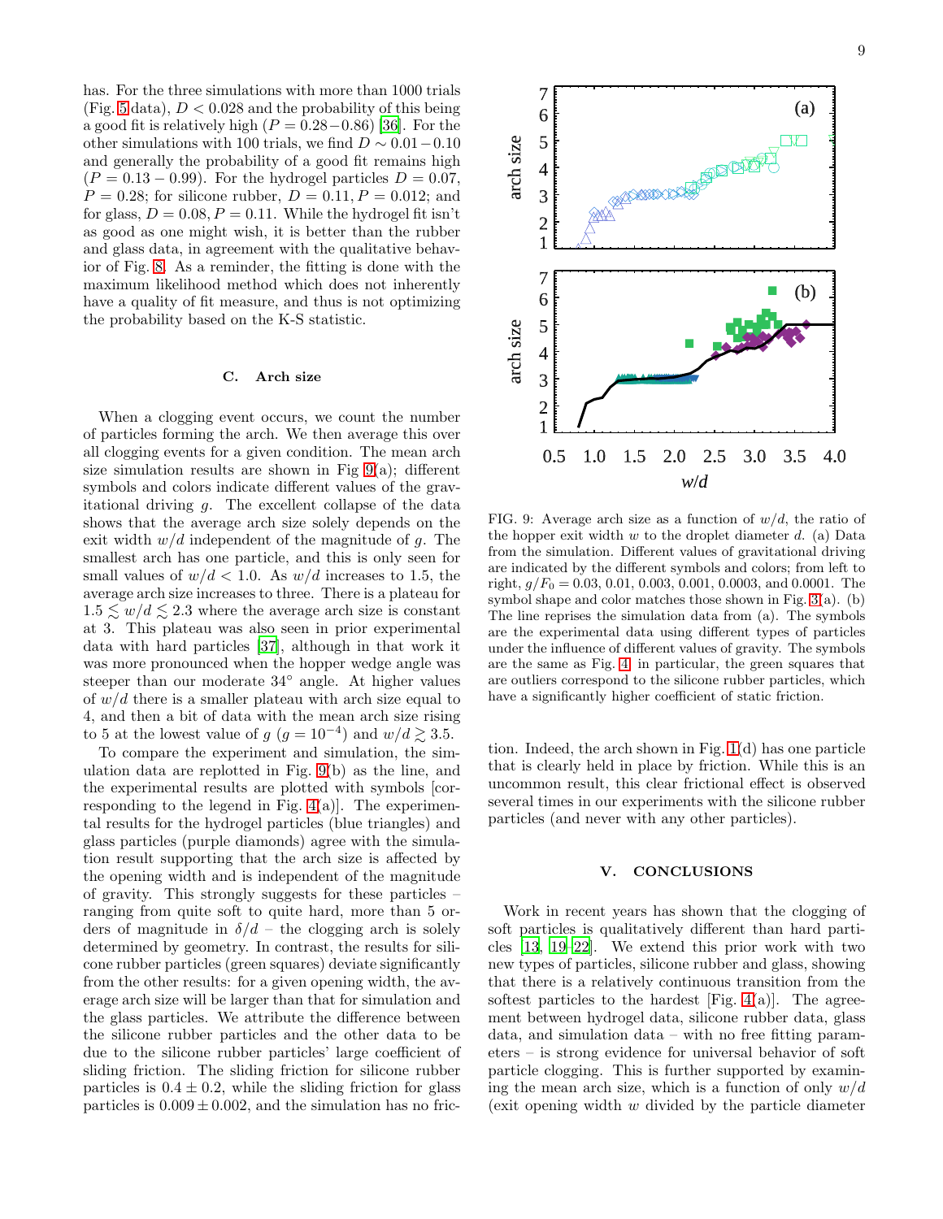has. For the three simulations with more than 1000 trials (Fig. 5 data), $D < 0.028$ and the probability of this being a good fit is relatively high ($P = 0.28 - 0.86$) [36]. For the other simulations with 100 trials, we find $D \sim 0.01 - 0.10$ and generally the probability of a good fit remains high ($P = 0.13 - 0.99$). For the hydrogel particles $D = 0.07$, $P = 0.28$; for silicone rubber, $D = 0.11$, $P = 0.012$; and for glass, $D = 0.08$, $P = 0.11$. While the hydrogel fit isn't as good as one might wish, it is better than the rubber and glass data, in agreement with the qualitative behavior of Fig. 8. As a reminder, the fitting is done with the maximum likelihood method which does not inherently have a quality of fit measure, and thus is not optimizing the probability based on the K-S statistic.

### C. Arch size

When a clogging event occurs, we count the number of particles forming the arch. We then average this over all clogging events for a given condition. The mean arch size simulation results are shown in Fig 9(a); different symbols and colors indicate different values of the gravitational driving $g$. The excellent collapse of the data shows that the average arch size solely depends on the exit width $w/d$ independent of the magnitude of $g$. The smallest arch has one particle, and this is only seen for small values of $w/d < 1.0$. As $w/d$ increases to 1.5, the average arch size increases to three. There is a plateau for $1.5 \lesssim w/d \lesssim 2.3$ where the average arch size is constant at 3. This plateau was also seen in prior experimental data with hard particles [37], although in that work it was more pronounced when the hopper wedge angle was steeper than our moderate 34° angle. At higher values of $w/d$ there is a smaller plateau with arch size equal to 4, and then a bit of data with the mean arch size rising to 5 at the lowest value of $g$ ($g = 10^{-4}$) and $w/d \gtrsim 3.5$.

To compare the experiment and simulation, the simulation data are replotted in Fig. 9(b) as the line, and the experimental results are plotted with symbols [corresponding to the legend in Fig. 4(a)]. The experimental results for the hydrogel particles (blue triangles) and glass particles (purple diamonds) agree with the simulation result supporting that the arch size is affected by the opening width and is independent of the magnitude of gravity. This strongly suggests for these particles – ranging from quite soft to quite hard, more than 5 orders of magnitude in $\delta/d$ – the clogging arch is solely determined by geometry. In contrast, the results for silicone rubber particles (green squares) deviate significantly from the other results: for a given opening width, the average arch size will be larger than that for simulation and the glass particles. We attribute the difference between the silicone rubber particles and the other data to be due to the silicone rubber particles' large coefficient of sliding friction. The sliding friction for silicone rubber particles is $0.4 \pm 0.2$, while the sliding friction for glass particles is $0.009 \pm 0.002$, and the simulation has no friction. Indeed, the arch shown in Fig. 1(d) has one particle that is clearly held in place by friction. While this is an uncommon result, this clear frictional effect is observed several times in our experiments with the silicone rubber particles (and never with any other particles).

FIG. 9: Average arch size as a function of $w/d$, the ratio of the hopper exit width $w$ to the droplet diameter $d$. (a) Data from the simulation. Different values of gravitational driving are indicated by the different symbols and colors; from left to right, $g/F_0 = 0.03$, 0.01, 0.003, 0.001, 0.0003, and 0.0001. The symbol shape and color matches those shown in Fig. 3(a). (b) The line reprises the simulation data from (a). The symbols are the experimental data using different types of particles under the influence of different values of gravity. The symbols are the same as Fig. 4; in particular, the green squares that are outliers correspond to the silicone rubber particles, which have a significantly higher coefficient of static friction.

## V. CONCLUSIONS

Work in recent years has shown that the clogging of soft particles is qualitatively different than hard particles [13, 19–22]. We extend this prior work with two new types of particles, silicone rubber and glass, showing that there is a relatively continuous transition from the softest particles to the hardest [Fig. 4(a)]. The agreement between hydrogel data, silicone rubber data, glass data, and simulation data – with no free fitting parameters – is strong evidence for universal behavior of soft particle clogging. This is further supported by examining the mean arch size, which is a function of only $w/d$ (exit opening width $w$ divided by the particle diameter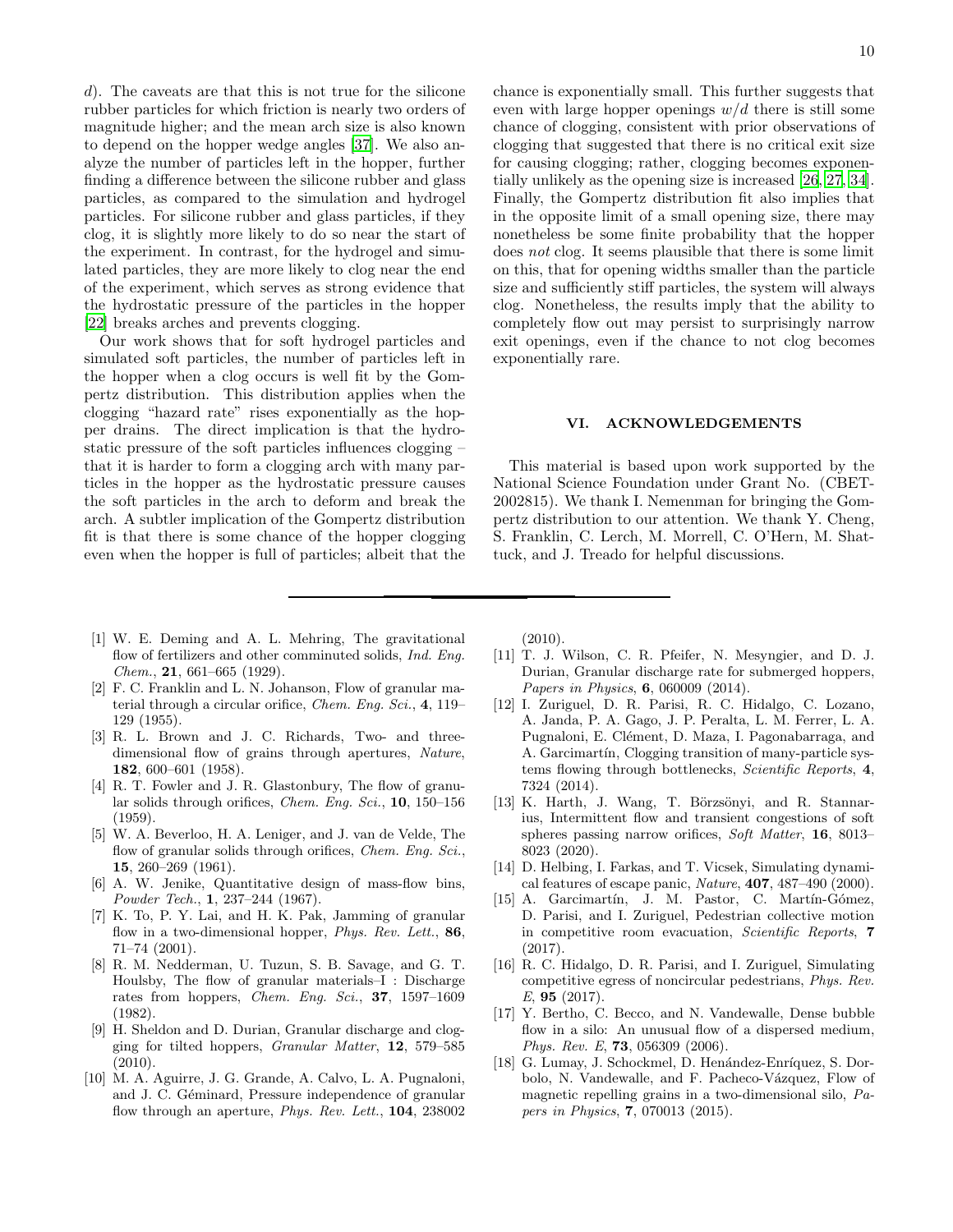$d$). The caveats are that this is not true for the silicone rubber particles for which friction is nearly two orders of magnitude higher; and the mean arch size is also known to depend on the hopper wedge angles [37]. We also analyze the number of particles left in the hopper, further finding a difference between the silicone rubber and glass particles, as compared to the simulation and hydrogel particles. For silicone rubber and glass particles, if they clog, it is slightly more likely to do so near the start of the experiment. In contrast, for the hydrogel and simulated particles, they are more likely to clog near the end of the experiment, which serves as strong evidence that the hydrostatic pressure of the particles in the hopper [22] breaks arches and prevents clogging.

Our work shows that for soft hydrogel particles and simulated soft particles, the number of particles left in the hopper when a clog occurs is well fit by the Gompertz distribution. This distribution applies when the clogging "hazard rate" rises exponentially as the hopper drains. The direct implication is that the hydrostatic pressure of the soft particles influences clogging – that it is harder to form a clogging arch with many particles in the hopper as the hydrostatic pressure causes the soft particles in the arch to deform and break the arch. A subtler implication of the Gompertz distribution fit is that there is some chance of the hopper clogging even when the hopper is full of particles; albeit that the chance is exponentially small. This further suggests that even with large hopper openings $w/d$ there is still some chance of clogging, consistent with prior observations of clogging that suggested that there is no critical exit size for causing clogging; rather, clogging becomes exponentially unlikely as the opening size is increased [26, 27, 34]. Finally, the Gompertz distribution fit also implies that in the opposite limit of a small opening size, there may nonetheless be some finite probability that the hopper does *not* clog. It seems plausible that there is some limit on this, that for opening widths smaller than the particle size and sufficiently stiff particles, the system will always clog. Nonetheless, the results imply that the ability to completely flow out may persist to surprisingly narrow exit openings, even if the chance to not clog becomes exponentially rare.

## VI. ACKNOWLEDGEMENTS

This material is based upon work supported by the National Science Foundation under Grant No. (CBET-2002815). We thank I. Nemenman for bringing the Gompertz distribution to our attention. We thank Y. Cheng, S. Franklin, C. Lerch, M. Morrell, C. O'Hern, M. Shattuck, and J. Treado for helpful discussions.

---

[1] W. E. Deming and A. L. Mehring, The gravitational flow of fertilizers and other comminuted solids, *Ind. Eng. Chem.*, **21**, 661–665 (1929).

[2] F. C. Franklin and L. N. Johanson, Flow of granular material through a circular orifice, *Chem. Eng. Sci.*, **4**, 119–129 (1955).

[3] R. L. Brown and J. C. Richards, Two- and three-dimensional flow of grains through apertures, *Nature*, **182**, 600–601 (1958).

[4] R. T. Fowler and J. R. Glastonbury, The flow of granular solids through orifices, *Chem. Eng. Sci.*, **10**, 150–156 (1959).

[5] W. A. Beverloo, H. A. Leniger, and J. van de Velde, The flow of granular solids through orifices, *Chem. Eng. Sci.*, **15**, 260–269 (1961).

[6] A. W. Jenike, Quantitative design of mass-flow bins, *Powder Tech.*, **1**, 237–244 (1967).

[7] K. To, P. Y. Lai, and H. K. Pak, Jamming of granular flow in a two-dimensional hopper, *Phys. Rev. Lett.*, **86**, 71–74 (2001).

[8] R. M. Nedderman, U. Tuzun, S. B. Savage, and G. T. Houlsby, The flow of granular materials–I : Discharge rates from hoppers, *Chem. Eng. Sci.*, **37**, 1597–1609 (1982).

[9] H. Sheldon and D. Durian, Granular discharge and clogging for tilted hoppers, *Granular Matter*, **12**, 579–585 (2010).

[10] M. A. Aguirre, J. G. Grande, A. Calvo, L. A. Pugnaloni, and J. C. Géminard, Pressure independence of granular flow through an aperture, *Phys. Rev. Lett.*, **104**, 238002 (2010).

[11] T. J. Wilson, C. R. Pfeifer, N. Mesyngier, and D. J. Durian, Granular discharge rate for submerged hoppers, *Papers in Physics*, **6**, 060009 (2014).

[12] I. Zuriguel, D. R. Parisi, R. C. Hidalgo, C. Lozano, A. Janda, P. A. Gago, J. P. Peralta, L. M. Ferrer, L. A. Pugnaloni, E. Clément, D. Maza, I. Pagonabarraga, and A. Garcimartín, Clogging transition of many-particle systems flowing through bottlenecks, *Scientific Reports*, **4**, 7324 (2014).

[13] K. Harth, J. Wang, T. Börzsönyi, and R. Stannarius, Intermittent flow and transient congestions of soft spheres passing narrow orifices, *Soft Matter*, **16**, 8013–8023 (2020).

[14] D. Helbing, I. Farkas, and T. Vicsek, Simulating dynamical features of escape panic, *Nature*, **407**, 487–490 (2000).

[15] A. Garcimartín, J. M. Pastor, C. Martín-Gómez, D. Parisi, and I. Zuriguel, Pedestrian collective motion in competitive room evacuation, *Scientific Reports*, **7** (2017).

[16] R. C. Hidalgo, D. R. Parisi, and I. Zuriguel, Simulating competitive egress of noncircular pedestrians, *Phys. Rev. E*, **95** (2017).

[17] Y. Bertho, C. Becco, and N. Vandewalle, Dense bubble flow in a silo: An unusual flow of a dispersed medium, *Phys. Rev. E*, **73**, 056309 (2006).

[18] G. Lumay, J. Schockmel, D. Henández-Enríquez, S. Dorbolo, N. Vandewalle, and F. Pacheco-Vázquez, Flow of magnetic repelling grains in a two-dimensional silo, *Papers in Physics*, **7**, 070013 (2015).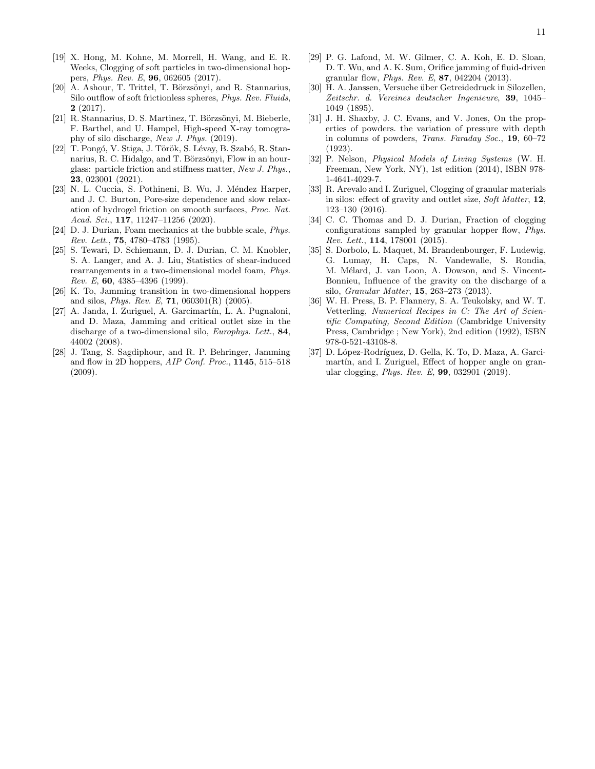[19] X. Hong, M. Kohne, M. Morrell, H. Wang, and E. R. Weeks, Clogging of soft particles in two-dimensional hoppers, *Phys. Rev. E*, **96**, 062605 (2017).

[20] A. Ashour, T. Trittel, T. Börzsönyi, and R. Stannarius, Silo outflow of soft frictionless spheres, *Phys. Rev. Fluids*, **2** (2017).

[21] R. Stannarius, D. S. Martinez, T. Börzsönyi, M. Bieberle, F. Barthel, and U. Hampel, High-speed X-ray tomography of silo discharge, *New J. Phys.* (2019).

[22] T. Pongó, V. Stiga, J. Török, S. Lévay, B. Szabó, R. Stannarius, R. C. Hidalgo, and T. Börzsönyi, Flow in an hourglass: particle friction and stiffness matter, *New J. Phys.*, **23**, 023001 (2021).

[23] N. L. Cuccia, S. Pothineni, B. Wu, J. Méndez Harper, and J. C. Burton, Pore-size dependence and slow relaxation of hydrogel friction on smooth surfaces, *Proc. Nat. Acad. Sci.*, **117**, 11247–11256 (2020).

[24] D. J. Durian, Foam mechanics at the bubble scale, *Phys. Rev. Lett.*, **75**, 4780–4783 (1995).

[25] S. Tewari, D. Schiemann, D. J. Durian, C. M. Knobler, S. A. Langer, and A. J. Liu, Statistics of shear-induced rearrangements in a two-dimensional model foam, *Phys. Rev. E*, **60**, 4385–4396 (1999).

[26] K. To, Jamming transition in two-dimensional hoppers and silos, *Phys. Rev. E*, **71**, 060301(R) (2005).

[27] A. Janda, I. Zuriguel, A. Garcimartín, L. A. Pugnaloni, and D. Maza, Jamming and critical outlet size in the discharge of a two-dimensional silo, *Europhys. Lett.*, **84**, 44002 (2008).

[28] J. Tang, S. Sagdiphour, and R. P. Behringer, Jamming and flow in 2D hoppers, *AIP Conf. Proc.*, **1145**, 515–518 (2009).

[29] P. G. Lafond, M. W. Gilmer, C. A. Koh, E. D. Sloan, D. T. Wu, and A. K. Sum, Orifice jamming of fluid-driven granular flow, *Phys. Rev. E*, **87**, 042204 (2013).

[30] H. A. Janssen, Versuche über Getreidedruck in Silozellen, *Zeitschr. d. Vereines deutscher Ingenieure*, **39**, 1045–1049 (1895).

[31] J. H. Shaxby, J. C. Evans, and V. Jones, On the properties of powders. the variation of pressure with depth in columns of powders, *Trans. Faraday Soc.*, **19**, 60–72 (1923).

[32] P. Nelson, *Physical Models of Living Systems* (W. H. Freeman, New York, NY), 1st edition (2014), ISBN 978-1-4641-4029-7.

[33] R. Arevalo and I. Zuriguel, Clogging of granular materials in silos: effect of gravity and outlet size, *Soft Matter*, **12**, 123–130 (2016).

[34] C. C. Thomas and D. J. Durian, Fraction of clogging configurations sampled by granular hopper flow, *Phys. Rev. Lett.*, **114**, 178001 (2015).

[35] S. Dorbolo, L. Maquet, M. Brandenbourger, F. Ludewig, G. Lumay, H. Caps, N. Vandewalle, S. Rondia, M. Mélard, J. van Loon, A. Dowson, and S. Vincent-Bonnieu, Influence of the gravity on the discharge of a silo, *Granular Matter*, **15**, 263–273 (2013).

[36] W. H. Press, B. P. Flannery, S. A. Teukolsky, and W. T. Vetterling, *Numerical Recipes in C: The Art of Scientific Computing, Second Edition* (Cambridge University Press, Cambridge ; New York), 2nd edition (1992), ISBN 978-0-521-43108-8.

[37] D. López-Rodríguez, D. Gella, K. To, D. Maza, A. Garcimartín, and I. Zuriguel, Effect of hopper angle on granular clogging, *Phys. Rev. E*, **99**, 032901 (2019).